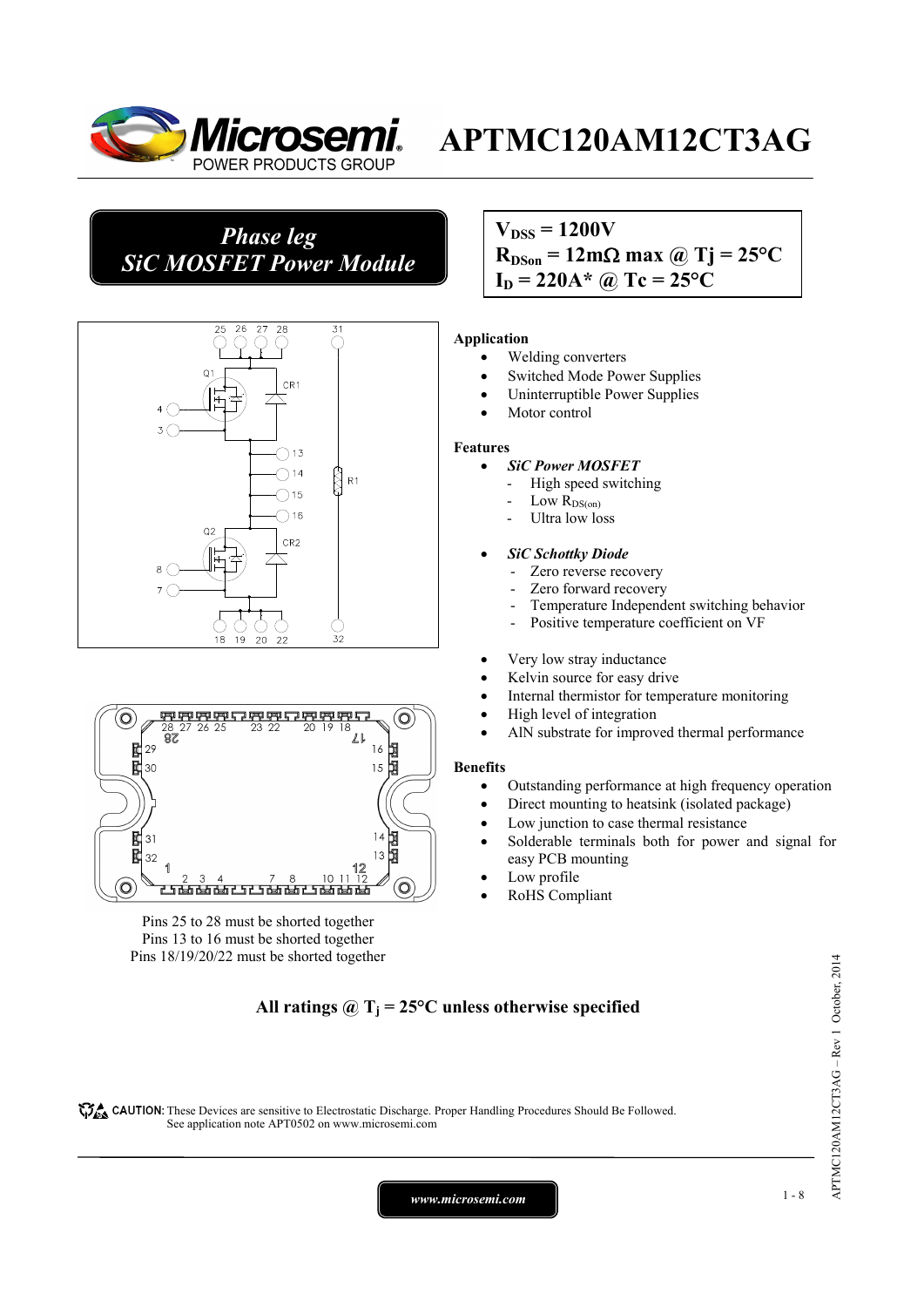# APTMC120AM12CT3AG

## *Phase leg*
## *SiC MOSFET Power Module*

$V_{DSS}$ = 1200V
$R_{DSon}$ = 12mΩ max @ Tj = 25°C
$I_D$ = 220A* @ Tc = 25°C

Pins 25 to 28 must be shorted together
Pins 13 to 16 must be shorted together
Pins 18/19/20/22 must be shorted together

**Application**

- Welding converters
- Switched Mode Power Supplies
- Uninterruptible Power Supplies
- Motor control

**Features**

- ***SiC Power MOSFET***
  - High speed switching
  - Low $R_{DS(on)}$
  - Ultra low loss
- ***SiC Schottky Diode***
  - Zero reverse recovery
  - Zero forward recovery
  - Temperature Independent switching behavior
  - Positive temperature coefficient on VF
- Very low stray inductance
- Kelvin source for easy drive
- Internal thermistor for temperature monitoring
- High level of integration
- AlN substrate for improved thermal performance

**Benefits**

- Outstanding performance at high frequency operation
- Direct mounting to heatsink (isolated package)
- Low junction to case thermal resistance
- Solderable terminals both for power and signal for easy PCB mounting
- Low profile
- RoHS Compliant

**All ratings @ $T_j$ = 25°C unless otherwise specified**

CAUTION: These Devices are sensitive to Electrostatic Discharge. Proper Handling Procedures Should Be Followed. See application note APT0502 on www.microsemi.com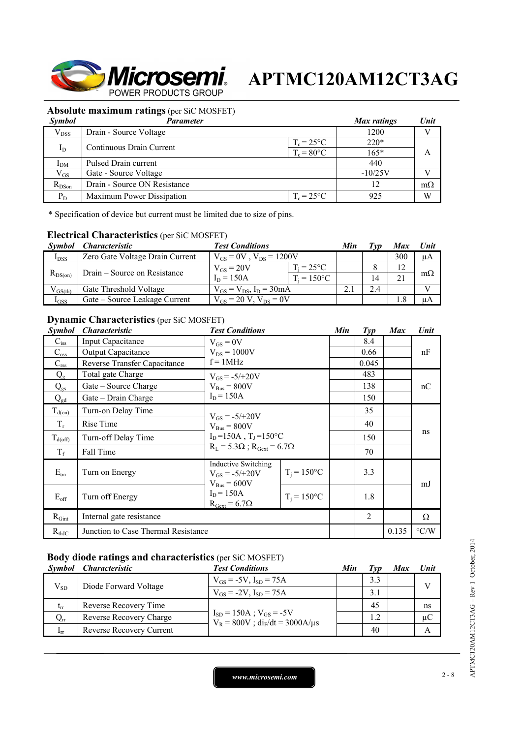**APTMC120AM12CT3AG**

## Absolute maximum ratings (per SiC MOSFET)

| Symbol | Parameter | | Max ratings | Unit |
|---|---|---|---|---|
| $V_{DSS}$ | Drain - Source Voltage | | 1200 | V |
| $I_D$ | Continuous Drain Current | $T_c = 25°C$ | 220* | A |
| | | $T_c = 80°C$ | 165* | |
| $I_{DM}$ | Pulsed Drain current | | 440 | |
| $V_{GS}$ | Gate - Source Voltage | | -10/25V | V |
| $R_{DSon}$ | Drain - Source ON Resistance | | 12 | mΩ |
| $P_D$ | Maximum Power Dissipation | $T_c = 25°C$ | 925 | W |

* Specification of device but current must be limited due to size of pins.

## Electrical Characteristics (per SiC MOSFET)

| Symbol | Characteristic | Test Conditions | | Min | Typ | Max | Unit |
|---|---|---|---|---|---|---|---|
| $I_{DSS}$ | Zero Gate Voltage Drain Current | $V_{GS} = 0V$ , $V_{DS} = 1200V$ | | | | 300 | µA |
| $R_{DS(on)}$ | Drain – Source on Resistance | $V_{GS} = 20V$ | $T_j = 25°C$ | | 8 | 12 | mΩ |
| | | $I_D = 150A$ | $T_j = 150°C$ | | 14 | 21 | |
| $V_{GS(th)}$ | Gate Threshold Voltage | $V_{GS} = V_{DS}$, $I_D = 30mA$ | | 2.1 | 2.4 | | V |
| $I_{GSS}$ | Gate – Source Leakage Current | $V_{GS} = 20$ V, $V_{DS} = 0V$ | | | | 1.8 | µA |

## Dynamic Characteristics (per SiC MOSFET)

| Symbol | Characteristic | Test Conditions | | Min | Typ | Max | Unit |
|---|---|---|---|---|---|---|---|
| $C_{iss}$ | Input Capacitance | $V_{GS} = 0V$ | | | 8.4 | | nF |
| $C_{oss}$ | Output Capacitance | $V_{DS} = 1000V$ | | | 0.66 | | |
| $C_{rss}$ | Reverse Transfer Capacitance | f = 1MHz | | | 0.045 | | |
| $Q_g$ | Total gate Charge | $V_{GS} = -5/+20V$ | | | 483 | | nC |
| $Q_{gs}$ | Gate – Source Charge | $V_{Bus} = 800V$ | | | 138 | | |
| $Q_{gd}$ | Gate – Drain Charge | $I_D = 150A$ | | | 150 | | |
| $T_{d(on)}$ | Turn-on Delay Time | $V_{GS} = -5/+20V$ | | | 35 | | ns |
| $T_r$ | Rise Time | $V_{Bus} = 800V$ | | | 40 | | |
| $T_{d(off)}$ | Turn-off Delay Time | $I_D = 150A$ , $T_J = 150°C$ | | | 150 | | |
| $T_f$ | Fall Time | $R_L = 5.3Ω$ ; $R_{Gext} = 6.7Ω$ | | | 70 | | |
| $E_{on}$ | Turn on Energy | Inductive Switching $V_{GS} = -5/+20V$ $V_{Bus} = 600V$ | $T_j = 150°C$ | | 3.3 | | mJ |
| $E_{off}$ | Turn off Energy | $I_D = 150A$ $R_{Gext} = 6.7Ω$ | $T_j = 150°C$ | | 1.8 | | |
| $R_{Gint}$ | Internal gate resistance | | | | 2 | | Ω |
| $R_{thJC}$ | Junction to Case Thermal Resistance | | | | | 0.135 | °C/W |

## Body diode ratings and characteristics (per SiC MOSFET)

| Symbol | Characteristic | Test Conditions | Min | Typ | Max | Unit |
|---|---|---|---|---|---|---|
| $V_{SD}$ | Diode Forward Voltage | $V_{GS} = -5V$, $I_{SD} = 75A$ | | 3.3 | | V |
| | | $V_{GS} = -2V$, $I_{SD} = 75A$ | | 3.1 | | |
| $t_{rr}$ | Reverse Recovery Time | $I_{SD} = 150A$ ; $V_{GS} = -5V$ | | 45 | | ns |
| $Q_{rr}$ | Reverse Recovery Charge | $V_R = 800V$ ; $di_F/dt = 3000A/µs$ | | 1.2 | | µC |
| $I_{rr}$ | Reverse Recovery Current | | | 40 | | A |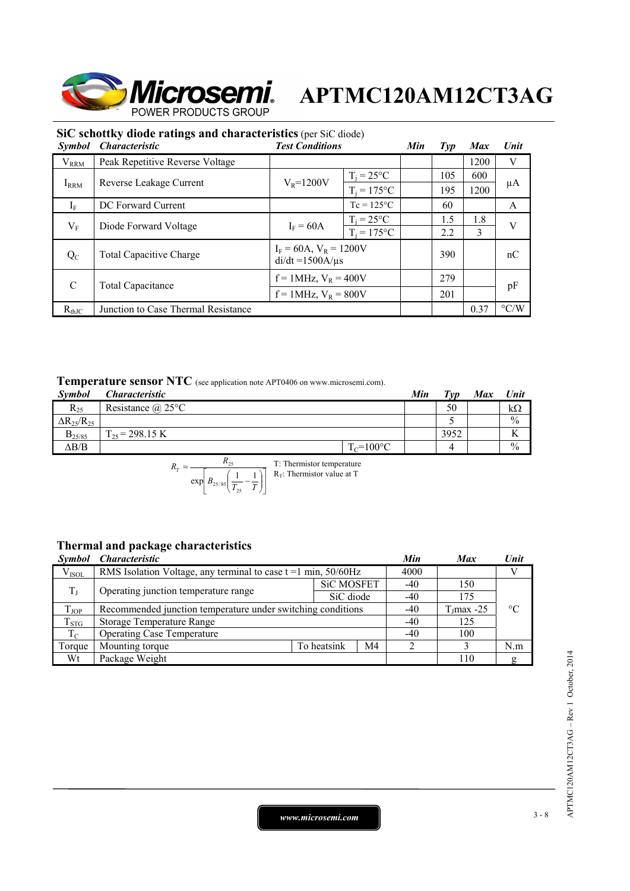## SiC schottky diode ratings and characteristics (per SiC diode)

| Symbol | Characteristic | Test Conditions | | Min | Typ | Max | Unit |
|---|---|---|---|---|---|---|---|
| $V_{RRM}$ | Peak Repetitive Reverse Voltage | | | | | 1200 | V |
| $I_{RRM}$ | Reverse Leakage Current | $V_R$=1200V | $T_j$ = 25°C | | 105 | 600 | µA |
| | | | $T_j$ = 175°C | | 195 | 1200 | |
| $I_F$ | DC Forward Current | | Tc = 125°C | | 60 | | A |
| $V_F$ | Diode Forward Voltage | $I_F$ = 60A | $T_j$ = 25°C | | 1.5 | 1.8 | V |
| | | | $T_j$ = 175°C | | 2.2 | 3 | |
| $Q_C$ | Total Capacitive Charge | $I_F$ = 60A, $V_R$ = 1200V di/dt =1500A/µs | | | 390 | | nC |
| C | Total Capacitance | f = 1MHz, $V_R$ = 400V | | | 279 | | pF |
| | | f = 1MHz, $V_R$ = 800V | | | 201 | | |
| $R_{thJC}$ | Junction to Case Thermal Resistance | | | | | 0.37 | °C/W |

## Temperature sensor NTC (see application note APT0406 on www.microsemi.com).

| Symbol | Characteristic | | Min | Typ | Max | Unit |
|---|---|---|---|---|---|---|
| $R_{25}$ | Resistance @ 25°C | | | 50 | | kΩ |
| $\Delta R_{25}/R_{25}$ | | | | 5 | | % |
| $B_{25/85}$ | $T_{25}$ = 298.15 K | | | 3952 | | K |
| ΔB/B | | $T_C$=100°C | | 4 | | % |

$$R_T = \frac{R_{25}}{\exp\left[B_{25/85}\left(\frac{1}{T_{25}} - \frac{1}{T}\right)\right]}$$

T: Thermistor temperature
$R_T$: Thermistor value at T

## Thermal and package characteristics

| Symbol | Characteristic | | | Min | Max | Unit |
|---|---|---|---|---|---|---|
| $V_{ISOL}$ | RMS Isolation Voltage, any terminal to case t =1 min, 50/60Hz | | | 4000 | | V |
| $T_J$ | Operating junction temperature range | SiC MOSFET | | -40 | 150 | °C |
| | | SiC diode | | -40 | 175 | |
| $T_{JOP}$ | Recommended junction temperature under switching conditions | | | -40 | $T_J$max -25 | |
| $T_{STG}$ | Storage Temperature Range | | | -40 | 125 | |
| $T_C$ | Operating Case Temperature | | | -40 | 100 | |
| Torque | Mounting torque | To heatsink | M4 | 2 | 3 | N.m |
| Wt | Package Weight | | | | 110 | g |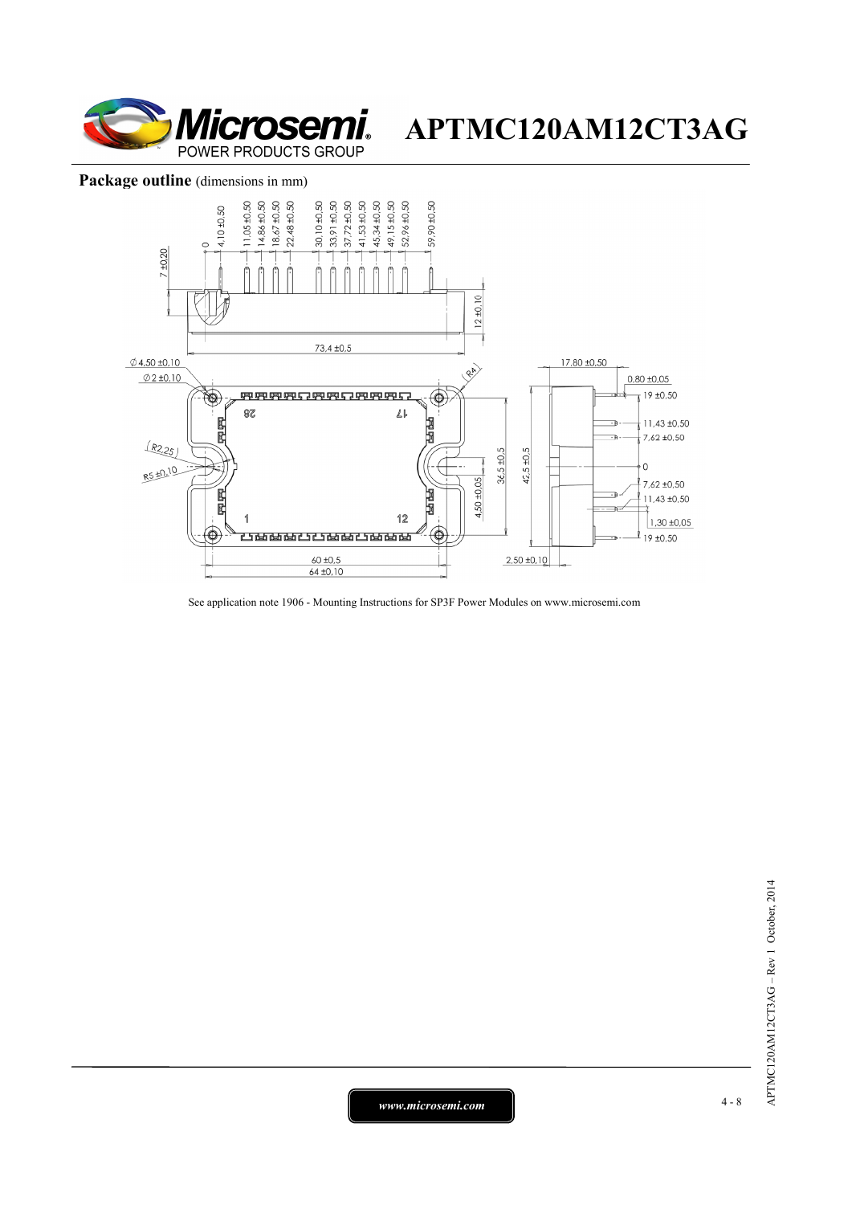**Package outline** (dimensions in mm)

See application note 1906 - Mounting Instructions for SP3F Power Modules on www.microsemi.com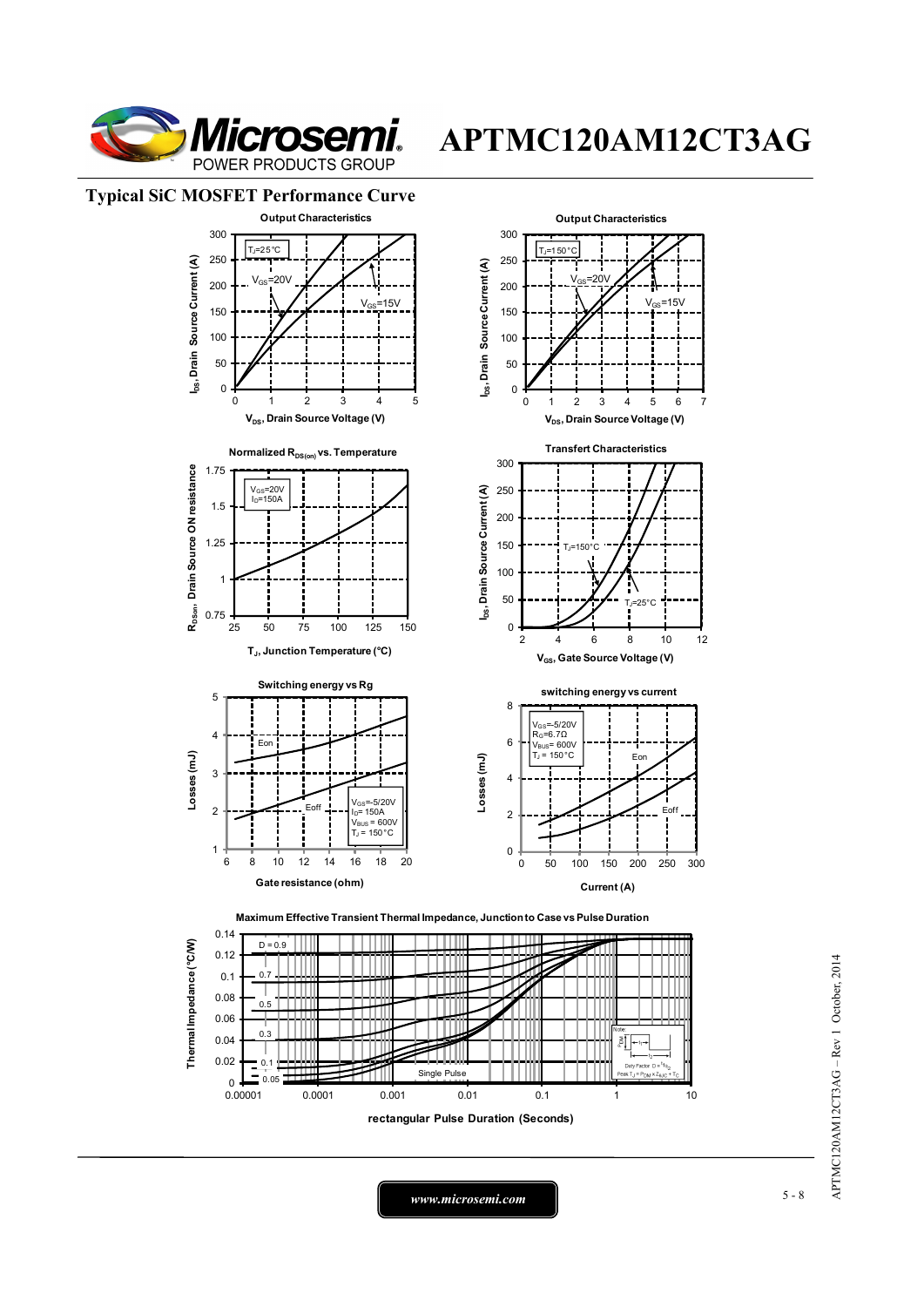## Typical SiC MOSFET Performance Curve

**Output Characteristics**

$T_J$=25°C

$V_{GS}$=20V

$V_{GS}$=15V

$I_{DS}$, Drain Source Current (A)

$V_{DS}$, Drain Source Voltage (V)

**Output Characteristics**

$T_J$=150°C

$V_{GS}$=20V

$V_{GS}$=15V

$I_{DS}$, Drain Source Current (A)

$V_{DS}$, Drain Source Voltage (V)

**Normalized $R_{DS(on)}$ vs. Temperature**

$V_{GS}$=20V
$I_D$=150A

$R_{DSon}$, Drain Source ON resistance

$T_J$, Junction Temperature (°C)

**Transfert Characteristics**

$T_J$=150°C

$T_J$=25°C

$I_{DS}$, Drain Source Current (A)

$V_{GS}$, Gate Source Voltage (V)

**Switching energy vs Rg**

Eon

Eoff

$V_{GS}$=-5/20V
$I_D$= 150A
$V_{BUS}$ = 600V
$T_J$ = 150°C

Losses (mJ)

Gate resistance (ohm)

**switching energy vs current**

$V_{GS}$=-5/20V
$R_G$=6.7Ω
$V_{BUS}$= 600V
$T_J$ = 150°C

Eon

Eoff

Losses (mJ)

Current (A)

**Maximum Effective Transient Thermal Impedance, Junction to Case vs Pulse Duration**

D = 0.9, 0.7, 0.5, 0.3, 0.1, 0.05

Single Pulse

Note: Duty Factor $D = t_1/t_2$; Peak $T_J = P_{DM} \times Z_{thJC} + T_C$

Thermal Impedance (°C/W)

rectangular Pulse Duration (Seconds)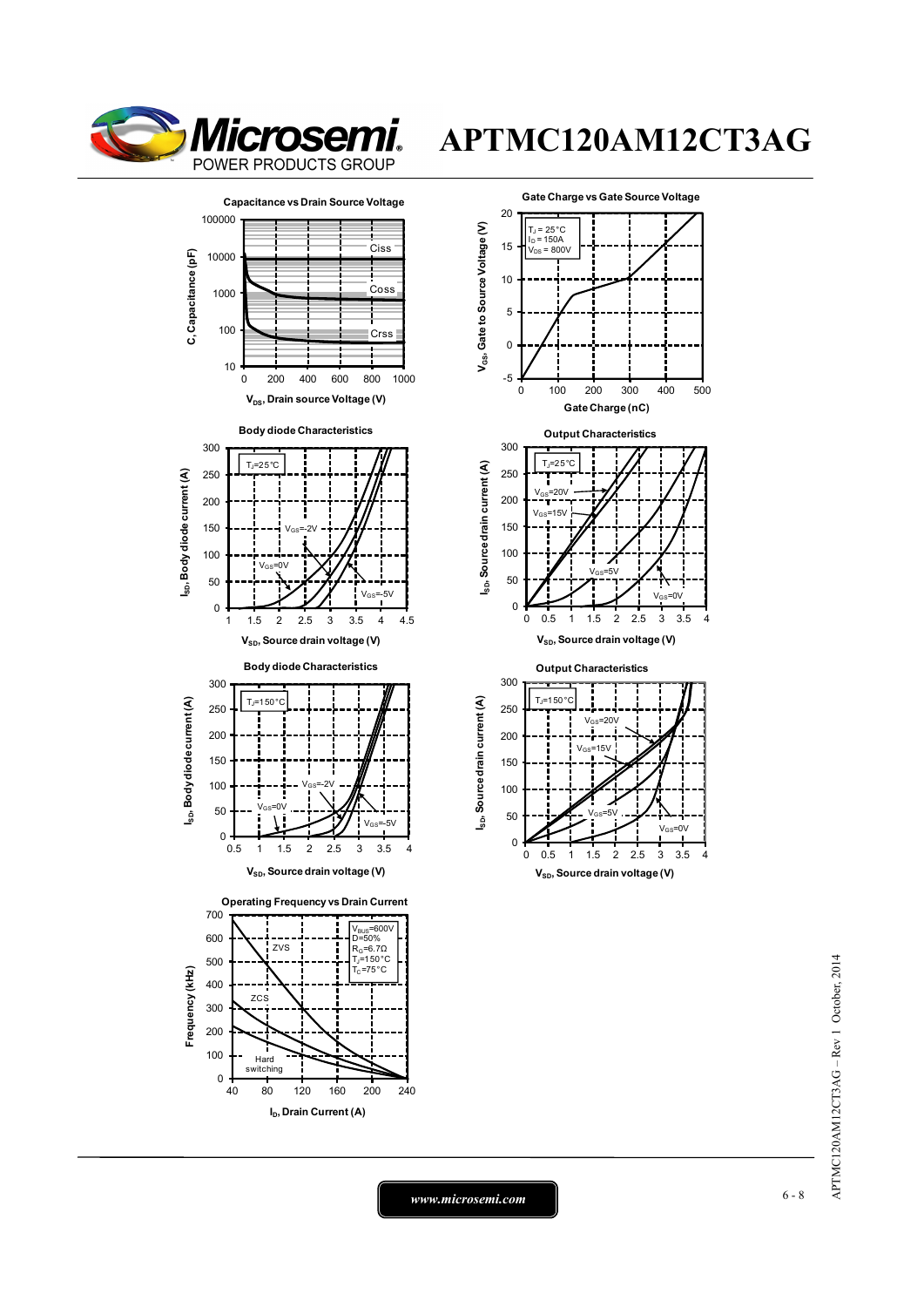# APTMC120AM12CT3AG

**Capacitance vs Drain Source Voltage**

C, Capacitance (pF) vs $V_{DS}$, Drain source Voltage (V)

Ciss, Coss, Crss

**Gate Charge vs Gate Source Voltage**

$T_J$ = 25°C
$I_D$ = 150A
$V_{DS}$ = 800V

$V_{GS}$, Gate to Source Voltage (V) vs Gate Charge (nC)

**Body diode Characteristics**

$T_J$=25°C

$V_{GS}$=-2V, $V_{GS}$=0V, $V_{GS}$=-5V

$I_{SD}$, Body diode current (A) vs $V_{SD}$, Source drain voltage (V)

**Output Characteristics**

$T_J$=25°C

$V_{GS}$=20V, $V_{GS}$=15V, $V_{GS}$=5V, $V_{GS}$=0V

$I_{SD}$, Source drain current (A) vs $V_{SD}$, Source drain voltage (V)

**Body diode Characteristics**

$T_J$=150°C

$V_{GS}$=-2V, $V_{GS}$=0V, $V_{GS}$=-5V

$I_{SD}$, Body diode current (A) vs $V_{SD}$, Source drain voltage (V)

**Output Characteristics**

$T_J$=150°C

$V_{GS}$=20V, $V_{GS}$=15V, $V_{GS}$=5V, $V_{GS}$=0V

$I_{SD}$, Source drain current (A) vs $V_{SD}$, Source drain voltage (V)

**Operating Frequency vs Drain Current**

$V_{BUS}$=600V
D=50%
$R_G$=6.7Ω
$T_J$=150°C
$T_C$=75°C

ZVS, ZCS, Hard switching

Frequency (kHz) vs $I_D$, Drain Current (A)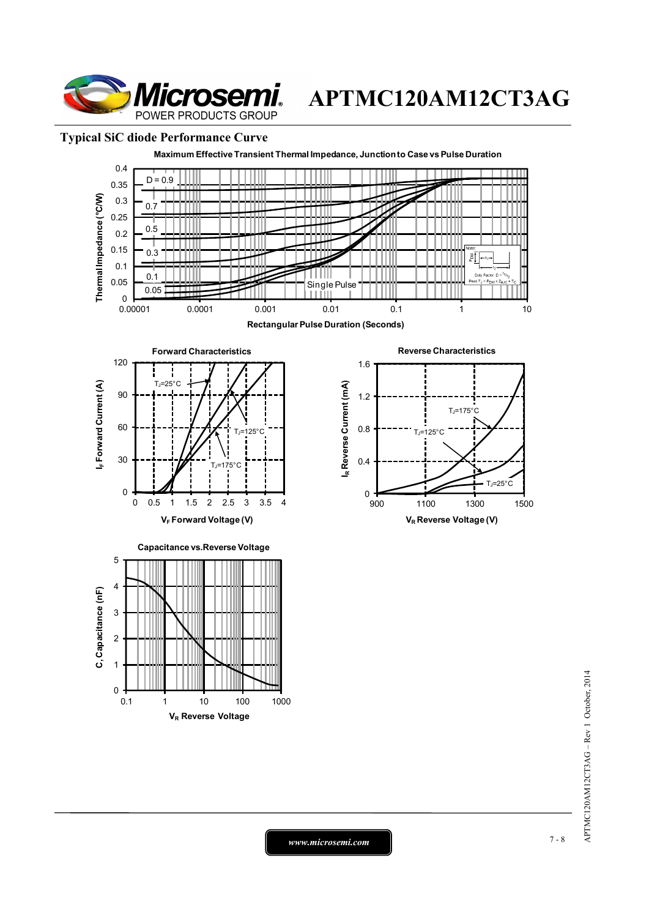## Typical SiC diode Performance Curve

**Maximum Effective Transient Thermal Impedance, Junction to Case vs Pulse Duration**

Thermal Impedance (°C/W) vs Rectangular Pulse Duration (Seconds)

Curves: D = 0.9, 0.7, 0.5, 0.3, 0.1, 0.05, Single Pulse

Note: Duty Factor $D = t_1/t_2$; Peak $T_J = P_{DM} \times Z_{\theta JC} + T_C$

**Forward Characteristics**

$I_F$ Forward Current (A) vs $V_F$ Forward Voltage (V)

Curves: $T_J$=25°C, $T_J$=125°C, $T_J$=175°C

**Reverse Characteristics**

$I_R$ Reverse Current (mA) vs $V_R$ Reverse Voltage (V)

Curves: $T_J$=175°C, $T_J$=125°C, $T_J$=25°C

**Capacitance vs.Reverse Voltage**

C, Capacitance (nF) vs $V_R$ Reverse Voltage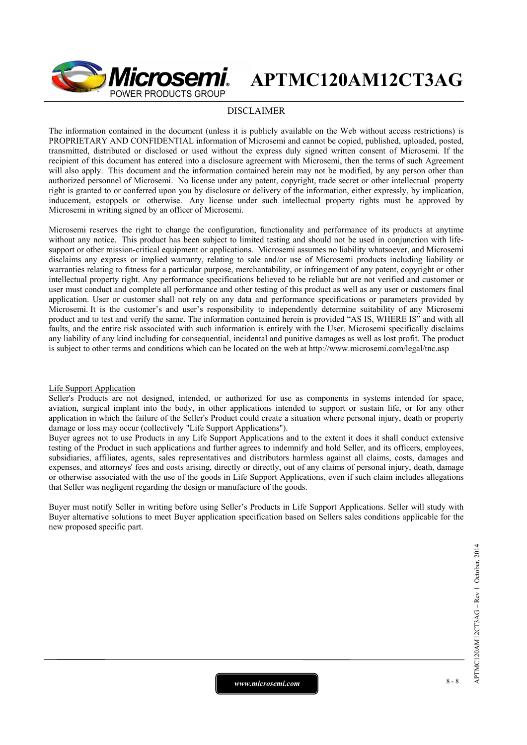## DISCLAIMER

The information contained in the document (unless it is publicly available on the Web without access restrictions) is PROPRIETARY AND CONFIDENTIAL information of Microsemi and cannot be copied, published, uploaded, posted, transmitted, distributed or disclosed or used without the express duly signed written consent of Microsemi. If the recipient of this document has entered into a disclosure agreement with Microsemi, then the terms of such Agreement will also apply. This document and the information contained herein may not be modified, by any person other than authorized personnel of Microsemi. No license under any patent, copyright, trade secret or other intellectual property right is granted to or conferred upon you by disclosure or delivery of the information, either expressly, by implication, inducement, estoppels or otherwise. Any license under such intellectual property rights must be approved by Microsemi in writing signed by an officer of Microsemi.

Microsemi reserves the right to change the configuration, functionality and performance of its products at anytime without any notice. This product has been subject to limited testing and should not be used in conjunction with life-support or other mission-critical equipment or applications. Microsemi assumes no liability whatsoever, and Microsemi disclaims any express or implied warranty, relating to sale and/or use of Microsemi products including liability or warranties relating to fitness for a particular purpose, merchantability, or infringement of any patent, copyright or other intellectual property right. Any performance specifications believed to be reliable but are not verified and customer or user must conduct and complete all performance and other testing of this product as well as any user or customers final application. User or customer shall not rely on any data and performance specifications or parameters provided by Microsemi. It is the customer's and user's responsibility to independently determine suitability of any Microsemi product and to test and verify the same. The information contained herein is provided "AS IS, WHERE IS" and with all faults, and the entire risk associated with such information is entirely with the User. Microsemi specifically disclaims any liability of any kind including for consequential, incidental and punitive damages as well as lost profit. The product is subject to other terms and conditions which can be located on the web at http://www.microsemi.com/legal/tnc.asp

### Life Support Application

Seller's Products are not designed, intended, or authorized for use as components in systems intended for space, aviation, surgical implant into the body, in other applications intended to support or sustain life, or for any other application in which the failure of the Seller's Product could create a situation where personal injury, death or property damage or loss may occur (collectively "Life Support Applications").

Buyer agrees not to use Products in any Life Support Applications and to the extent it does it shall conduct extensive testing of the Product in such applications and further agrees to indemnify and hold Seller, and its officers, employees, subsidiaries, affiliates, agents, sales representatives and distributors harmless against all claims, costs, damages and expenses, and attorneys' fees and costs arising, directly or directly, out of any claims of personal injury, death, damage or otherwise associated with the use of the goods in Life Support Applications, even if such claim includes allegations that Seller was negligent regarding the design or manufacture of the goods.

Buyer must notify Seller in writing before using Seller's Products in Life Support Applications. Seller will study with Buyer alternative solutions to meet Buyer application specification based on Sellers sales conditions applicable for the new proposed specific part.